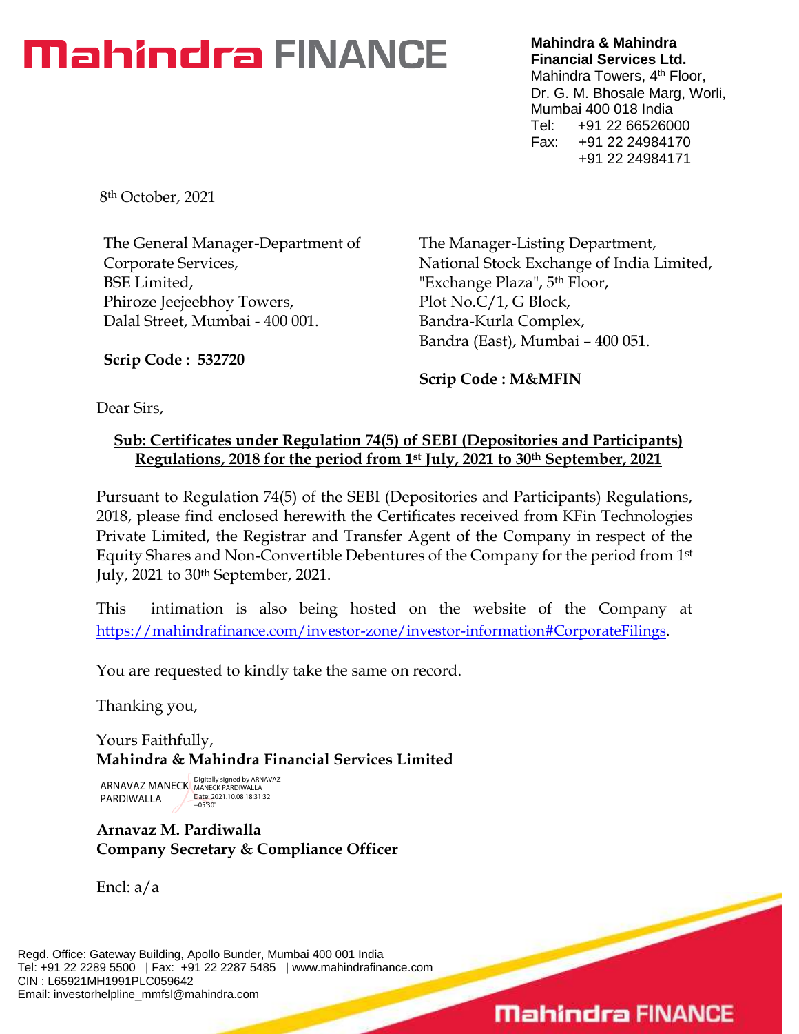# Mahindra FINANCE

**Mahindra & Mahindra Financial Services Ltd.**
Mahindra Towers, 4th Floor,
Dr. G. M. Bhosale Marg, Worli,
Mumbai 400 018 India
Tel: +91 22 66526000
Fax: +91 22 24984170
+91 22 24984171

8th October, 2021

The General Manager-Department of Corporate Services,
BSE Limited,
Phiroze Jeejeebhoy Towers,
Dalal Street, Mumbai - 400 001.

**Scrip Code : 532720**

The Manager-Listing Department,
National Stock Exchange of India Limited,
"Exchange Plaza", 5th Floor,
Plot No.C/1, G Block,
Bandra-Kurla Complex,
Bandra (East), Mumbai – 400 051.

**Scrip Code : M&MFIN**

Dear Sirs,

**Sub: Certificates under Regulation 74(5) of SEBI (Depositories and Participants) Regulations, 2018 for the period from 1st July, 2021 to 30th September, 2021**

Pursuant to Regulation 74(5) of the SEBI (Depositories and Participants) Regulations, 2018, please find enclosed herewith the Certificates received from KFin Technologies Private Limited, the Registrar and Transfer Agent of the Company in respect of the Equity Shares and Non-Convertible Debentures of the Company for the period from 1st July, 2021 to 30th September, 2021.

This intimation is also being hosted on the website of the Company at https://mahindrafinance.com/investor-zone/investor-information#CorporateFilings.

You are requested to kindly take the same on record.

Thanking you,

Yours Faithfully,
**Mahindra & Mahindra Financial Services Limited**

ARNAVAZ MANECK PARDIWALLA
Digitally signed by ARNAVAZ MANECK PARDIWALLA
Date: 2021.10.08 18:31:32 +05'30'

**Arnavaz M. Pardiwalla**
**Company Secretary & Compliance Officer**

Encl: a/a

Regd. Office: Gateway Building, Apollo Bunder, Mumbai 400 001 India
Tel: +91 22 2289 5500 | Fax: +91 22 2287 5485 | www.mahindrafinance.com
CIN : L65921MH1991PLC059642
Email: investorhelpline_mmfsl@mahindra.com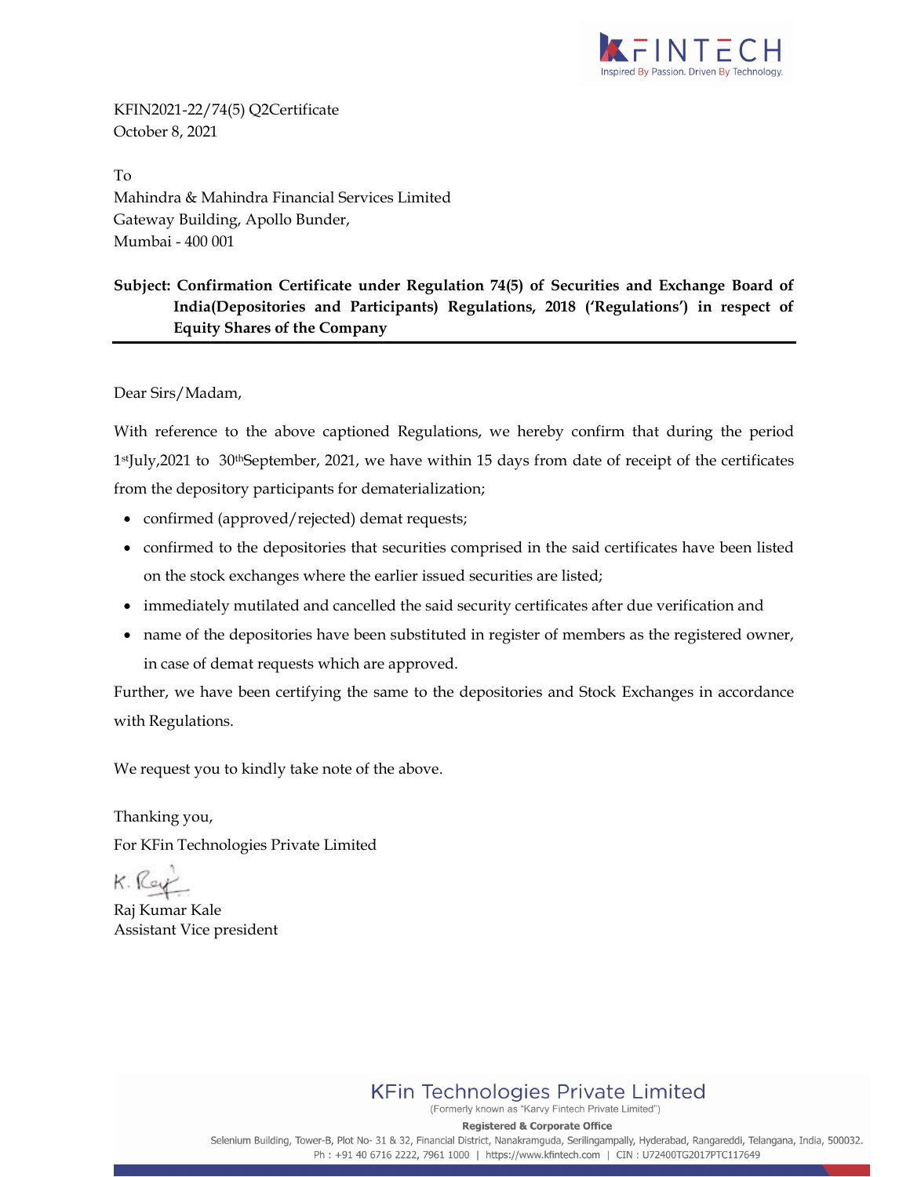KFIN2021-22/74(5) Q2Certificate
October 8, 2021

To
Mahindra & Mahindra Financial Services Limited
Gateway Building, Apollo Bunder,
Mumbai - 400 001

**Subject: Confirmation Certificate under Regulation 74(5) of Securities and Exchange Board of India(Depositories and Participants) Regulations, 2018 ('Regulations') in respect of Equity Shares of the Company**

---

Dear Sirs/Madam,

With reference to the above captioned Regulations, we hereby confirm that during the period 1st July,2021 to 30th September, 2021, we have within 15 days from date of receipt of the certificates from the depository participants for dematerialization;

- confirmed (approved/rejected) demat requests;
- confirmed to the depositories that securities comprised in the said certificates have been listed on the stock exchanges where the earlier issued securities are listed;
- immediately mutilated and cancelled the said security certificates after due verification and
- name of the depositories have been substituted in register of members as the registered owner, in case of demat requests which are approved.

Further, we have been certifying the same to the depositories and Stock Exchanges in accordance with Regulations.

We request you to kindly take note of the above.

Thanking you,
For KFin Technologies Private Limited

K. Raj

Raj Kumar Kale
Assistant Vice president

**KFin Technologies Private Limited**
(Formerly known as "Karvy Fintech Private Limited")

**Registered & Corporate Office**
Selenium Building, Tower-B, Plot No- 31 & 32, Financial District, Nanakramguda, Serilingampally, Hyderabad, Rangareddi, Telangana, India, 500032.
Ph : +91 40 6716 2222, 7961 1000 | https://www.kfintech.com | CIN : U72400TG2017PTC117649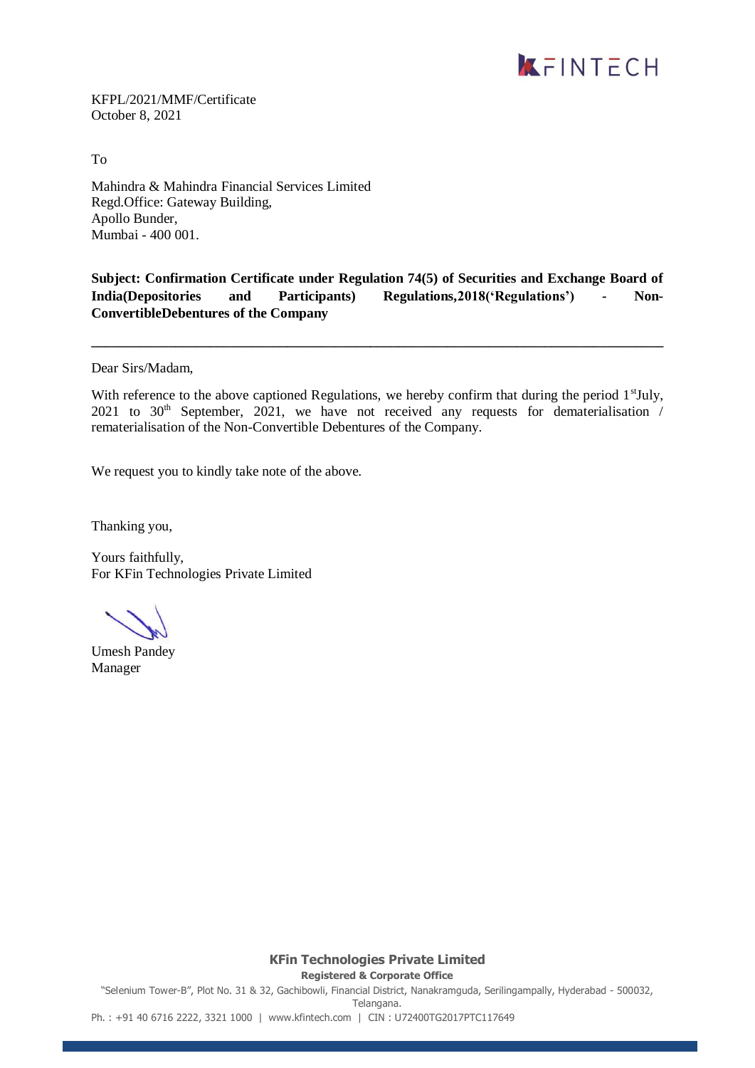KFINTECH

KFPL/2021/MMF/Certificate
October 8, 2021

To

Mahindra & Mahindra Financial Services Limited
Regd.Office: Gateway Building,
Apollo Bunder,
Mumbai - 400 001.

**Subject: Confirmation Certificate under Regulation 74(5) of Securities and Exchange Board of India(Depositories and Participants) Regulations,2018('Regulations') - Non-ConvertibleDebentures of the Company**

---

Dear Sirs/Madam,

With reference to the above captioned Regulations, we hereby confirm that during the period 1st July, 2021 to 30th September, 2021, we have not received any requests for dematerialisation / rematerialisation of the Non-Convertible Debentures of the Company.

We request you to kindly take note of the above.

Thanking you,

Yours faithfully,
For KFin Technologies Private Limited

Umesh Pandey
Manager

**KFin Technologies Private Limited**
**Registered & Corporate Office**
"Selenium Tower-B", Plot No. 31 & 32, Gachibowli, Financial District, Nanakramguda, Serilingampally, Hyderabad - 500032, Telangana.
Ph. : +91 40 6716 2222, 3321 1000 | www.kfintech.com | CIN : U72400TG2017PTC117649